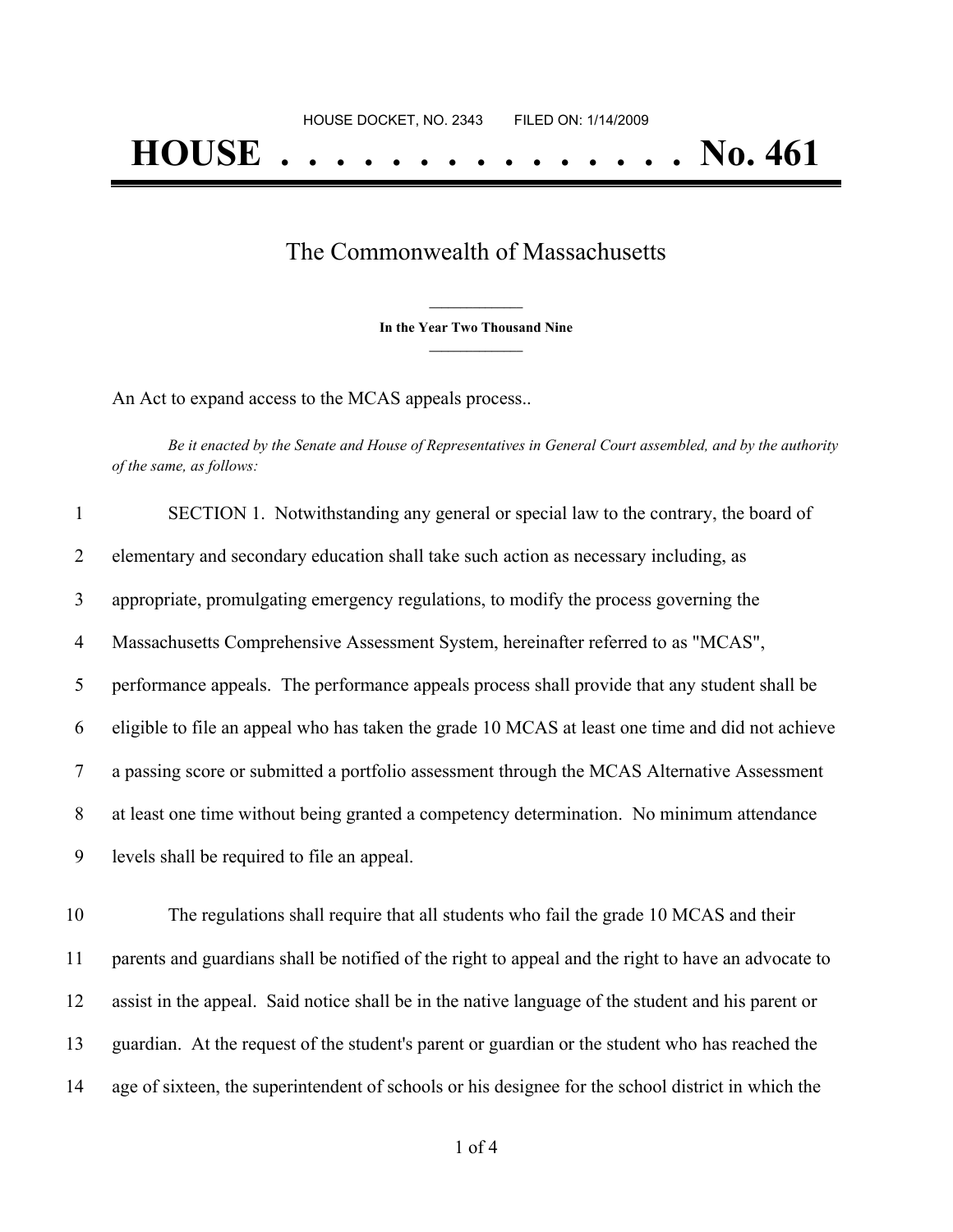HOUSE DOCKET, NO. 2343        FILED ON: 1/14/2009

# HOUSE . . . . . . . . . . . . . . . No. 461

## The Commonwealth of Massachusetts

**In the Year Two Thousand Nine**

An Act to expand access to the MCAS appeals process..

*Be it enacted by the Senate and House of Representatives in General Court assembled, and by the authority of the same, as follows:*

1 SECTION 1. Notwithstanding any general or special law to the contrary, the board of
2 elementary and secondary education shall take such action as necessary including, as
3 appropriate, promulgating emergency regulations, to modify the process governing the
4 Massachusetts Comprehensive Assessment System, hereinafter referred to as "MCAS",
5 performance appeals. The performance appeals process shall provide that any student shall be
6 eligible to file an appeal who has taken the grade 10 MCAS at least one time and did not achieve
7 a passing score or submitted a portfolio assessment through the MCAS Alternative Assessment
8 at least one time without being granted a competency determination. No minimum attendance
9 levels shall be required to file an appeal.

10 The regulations shall require that all students who fail the grade 10 MCAS and their
11 parents and guardians shall be notified of the right to appeal and the right to have an advocate to
12 assist in the appeal. Said notice shall be in the native language of the student and his parent or
13 guardian. At the request of the student's parent or guardian or the student who has reached the
14 age of sixteen, the superintendent of schools or his designee for the school district in which the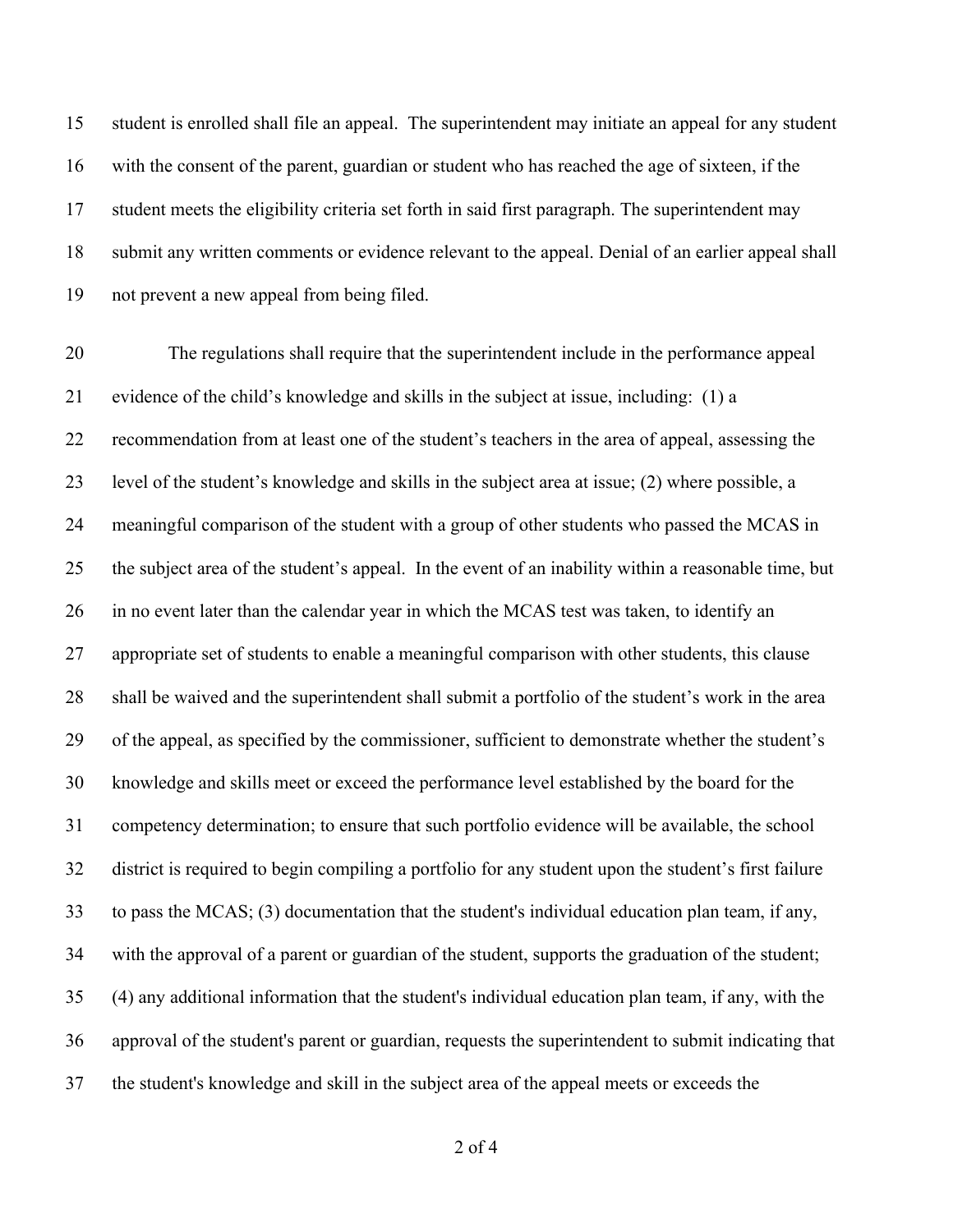student is enrolled shall file an appeal. The superintendent may initiate an appeal for any student with the consent of the parent, guardian or student who has reached the age of sixteen, if the student meets the eligibility criteria set forth in said first paragraph. The superintendent may submit any written comments or evidence relevant to the appeal. Denial of an earlier appeal shall not prevent a new appeal from being filed.

The regulations shall require that the superintendent include in the performance appeal evidence of the child's knowledge and skills in the subject at issue, including: (1) a recommendation from at least one of the student's teachers in the area of appeal, assessing the level of the student's knowledge and skills in the subject area at issue; (2) where possible, a meaningful comparison of the student with a group of other students who passed the MCAS in the subject area of the student's appeal. In the event of an inability within a reasonable time, but in no event later than the calendar year in which the MCAS test was taken, to identify an appropriate set of students to enable a meaningful comparison with other students, this clause shall be waived and the superintendent shall submit a portfolio of the student's work in the area of the appeal, as specified by the commissioner, sufficient to demonstrate whether the student's knowledge and skills meet or exceed the performance level established by the board for the competency determination; to ensure that such portfolio evidence will be available, the school district is required to begin compiling a portfolio for any student upon the student's first failure to pass the MCAS; (3) documentation that the student's individual education plan team, if any, with the approval of a parent or guardian of the student, supports the graduation of the student; (4) any additional information that the student's individual education plan team, if any, with the approval of the student's parent or guardian, requests the superintendent to submit indicating that the student's knowledge and skill in the subject area of the appeal meets or exceeds the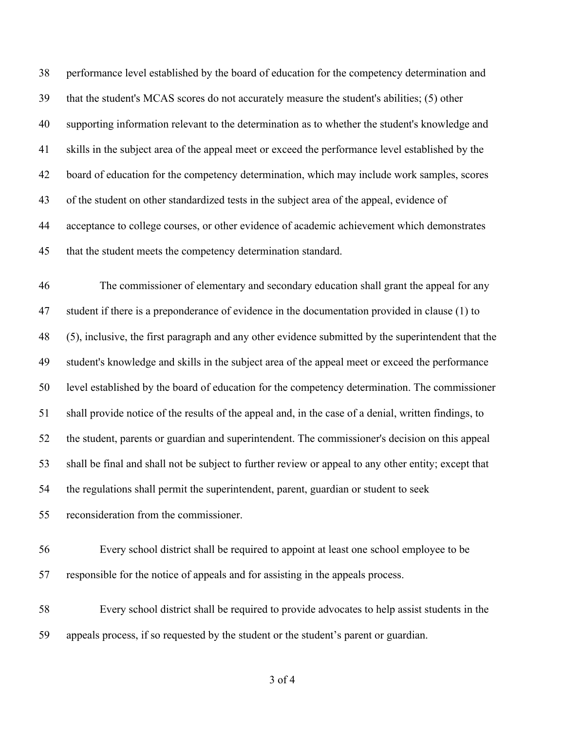performance level established by the board of education for the competency determination and that the student's MCAS scores do not accurately measure the student's abilities; (5) other supporting information relevant to the determination as to whether the student's knowledge and skills in the subject area of the appeal meet or exceed the performance level established by the board of education for the competency determination, which may include work samples, scores of the student on other standardized tests in the subject area of the appeal, evidence of acceptance to college courses, or other evidence of academic achievement which demonstrates that the student meets the competency determination standard.

The commissioner of elementary and secondary education shall grant the appeal for any student if there is a preponderance of evidence in the documentation provided in clause (1) to (5), inclusive, the first paragraph and any other evidence submitted by the superintendent that the student's knowledge and skills in the subject area of the appeal meet or exceed the performance level established by the board of education for the competency determination. The commissioner shall provide notice of the results of the appeal and, in the case of a denial, written findings, to the student, parents or guardian and superintendent. The commissioner's decision on this appeal shall be final and shall not be subject to further review or appeal to any other entity; except that the regulations shall permit the superintendent, parent, guardian or student to seek reconsideration from the commissioner.

Every school district shall be required to appoint at least one school employee to be responsible for the notice of appeals and for assisting in the appeals process.

Every school district shall be required to provide advocates to help assist students in the appeals process, if so requested by the student or the student's parent or guardian.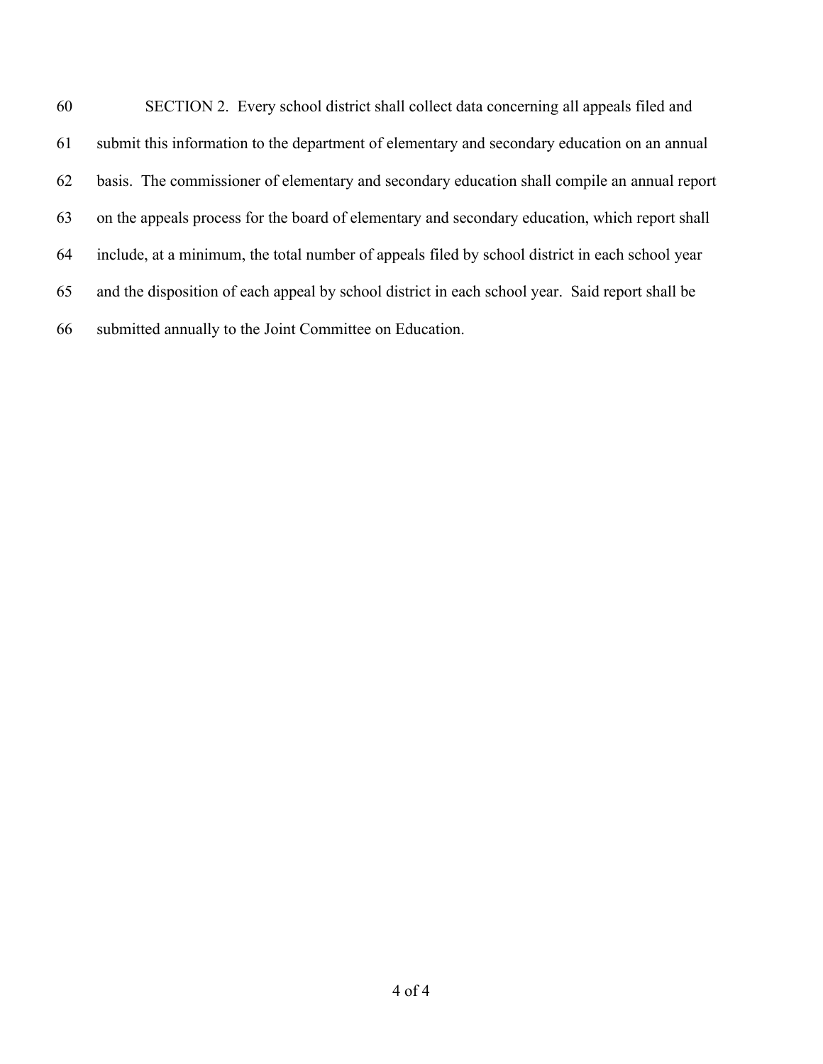SECTION 2. Every school district shall collect data concerning all appeals filed and submit this information to the department of elementary and secondary education on an annual basis. The commissioner of elementary and secondary education shall compile an annual report on the appeals process for the board of elementary and secondary education, which report shall include, at a minimum, the total number of appeals filed by school district in each school year and the disposition of each appeal by school district in each school year. Said report shall be submitted annually to the Joint Committee on Education.